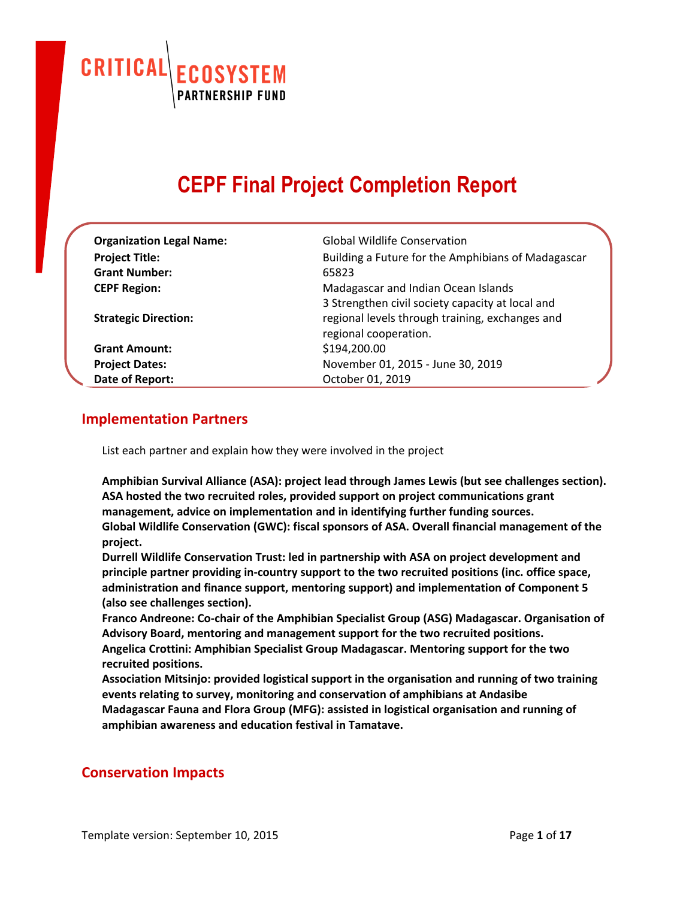CRITICAL ECOSYSTEM PARTNERSHIP FUND

# CEPF Final Project Completion Report

| | |
|---|---|
| **Organization Legal Name:** | Global Wildlife Conservation |
| **Project Title:** | Building a Future for the Amphibians of Madagascar |
| **Grant Number:** | 65823 |
| **CEPF Region:** | Madagascar and Indian Ocean Islands |
| **Strategic Direction:** | 3 Strengthen civil society capacity at local and regional levels through training, exchanges and regional cooperation. |
| **Grant Amount:** | $194,200.00 |
| **Project Dates:** | November 01, 2015 - June 30, 2019 |
| **Date of Report:** | October 01, 2019 |

## Implementation Partners

List each partner and explain how they were involved in the project

**Amphibian Survival Alliance (ASA): project lead through James Lewis (but see challenges section). ASA hosted the two recruited roles, provided support on project communications grant management, advice on implementation and in identifying further funding sources.**
**Global Wildlife Conservation (GWC): fiscal sponsors of ASA. Overall financial management of the project.**
**Durrell Wildlife Conservation Trust: led in partnership with ASA on project development and principle partner providing in-country support to the two recruited positions (inc. office space, administration and finance support, mentoring support) and implementation of Component 5 (also see challenges section).**
**Franco Andreone: Co-chair of the Amphibian Specialist Group (ASG) Madagascar. Organisation of Advisory Board, mentoring and management support for the two recruited positions.**
**Angelica Crottini: Amphibian Specialist Group Madagascar. Mentoring support for the two recruited positions.**
**Association Mitsinjo: provided logistical support in the organisation and running of two training events relating to survey, monitoring and conservation of amphibians at Andasibe**
**Madagascar Fauna and Flora Group (MFG): assisted in logistical organisation and running of amphibian awareness and education festival in Tamatave.**

## Conservation Impacts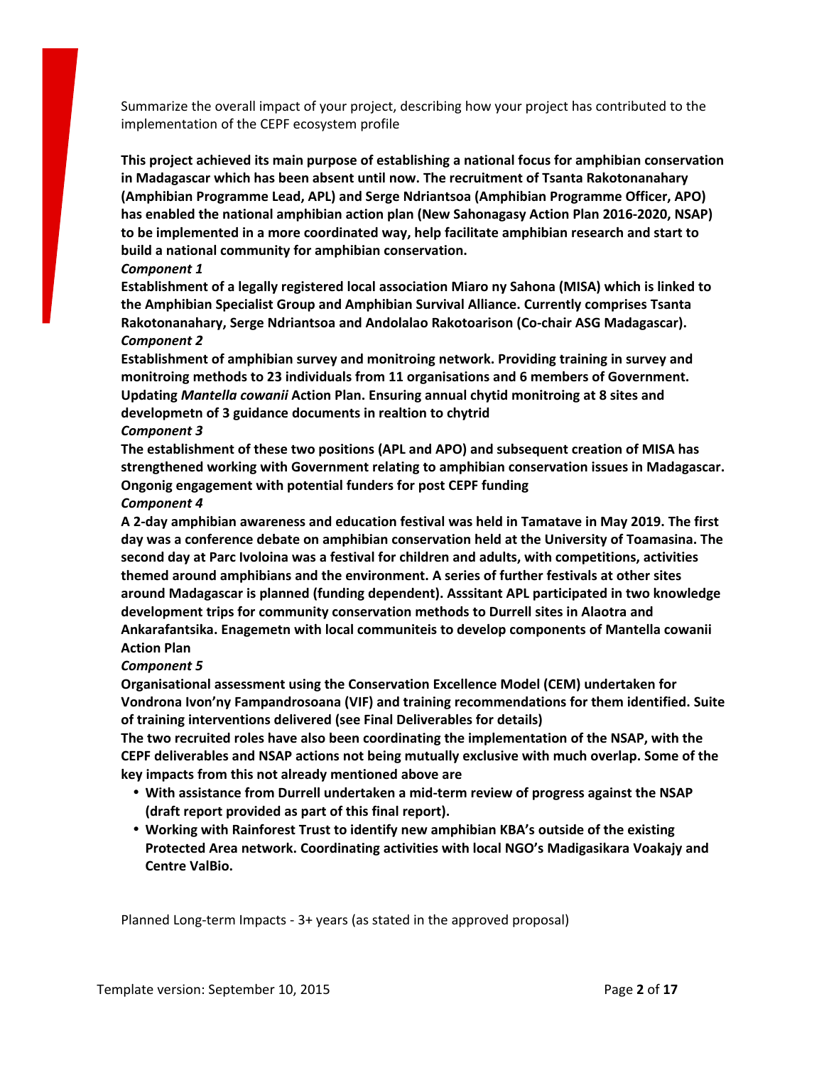Summarize the overall impact of your project, describing how your project has contributed to the implementation of the CEPF ecosystem profile

**This project achieved its main purpose of establishing a national focus for amphibian conservation in Madagascar which has been absent until now. The recruitment of Tsanta Rakotonanahary (Amphibian Programme Lead, APL) and Serge Ndriantsoa (Amphibian Programme Officer, APO) has enabled the national amphibian action plan (New Sahonagasy Action Plan 2016-2020, NSAP) to be implemented in a more coordinated way, help facilitate amphibian research and start to build a national community for amphibian conservation.**

***Component 1***

**Establishment of a legally registered local association Miaro ny Sahona (MISA) which is linked to the Amphibian Specialist Group and Amphibian Survival Alliance. Currently comprises Tsanta Rakotonanahary, Serge Ndriantsoa and Andolalao Rakotoarison (Co-chair ASG Madagascar).**

***Component 2***

**Establishment of amphibian survey and monitroing network. Providing training in survey and monitroing methods to 23 individuals from 11 organisations and 6 members of Government. Updating *Mantella cowanii* Action Plan. Ensuring annual chytid monitroing at 8 sites and developmetn of 3 guidance documents in realtion to chytrid**

***Component 3***

**The establishment of these two positions (APL and APO) and subsequent creation of MISA has strengthened working with Government relating to amphibian conservation issues in Madagascar. Ongonig engagement with potential funders for post CEPF funding**

***Component 4***

**A 2-day amphibian awareness and education festival was held in Tamatave in May 2019. The first day was a conference debate on amphibian conservation held at the University of Toamasina. The second day at Parc Ivoloina was a festival for children and adults, with competitions, activities themed around amphibians and the environment. A series of further festivals at other sites around Madagascar is planned (funding dependent). Asssitant APL participated in two knowledge development trips for community conservation methods to Durrell sites in Alaotra and Ankarafantsika. Enagemetn with local communiteis to develop components of Mantella cowanii Action Plan**

***Component 5***

**Organisational assessment using the Conservation Excellence Model (CEM) undertaken for Vondrona Ivon'ny Fampandrosoana (VIF) and training recommendations for them identified. Suite of training interventions delivered (see Final Deliverables for details)**

**The two recruited roles have also been coordinating the implementation of the NSAP, with the CEPF deliverables and NSAP actions not being mutually exclusive with much overlap. Some of the key impacts from this not already mentioned above are**

- **With assistance from Durrell undertaken a mid-term review of progress against the NSAP (draft report provided as part of this final report).**
- **Working with Rainforest Trust to identify new amphibian KBA's outside of the existing Protected Area network. Coordinating activities with local NGO's Madigasikara Voakajy and Centre ValBio.**

Planned Long-term Impacts - 3+ years (as stated in the approved proposal)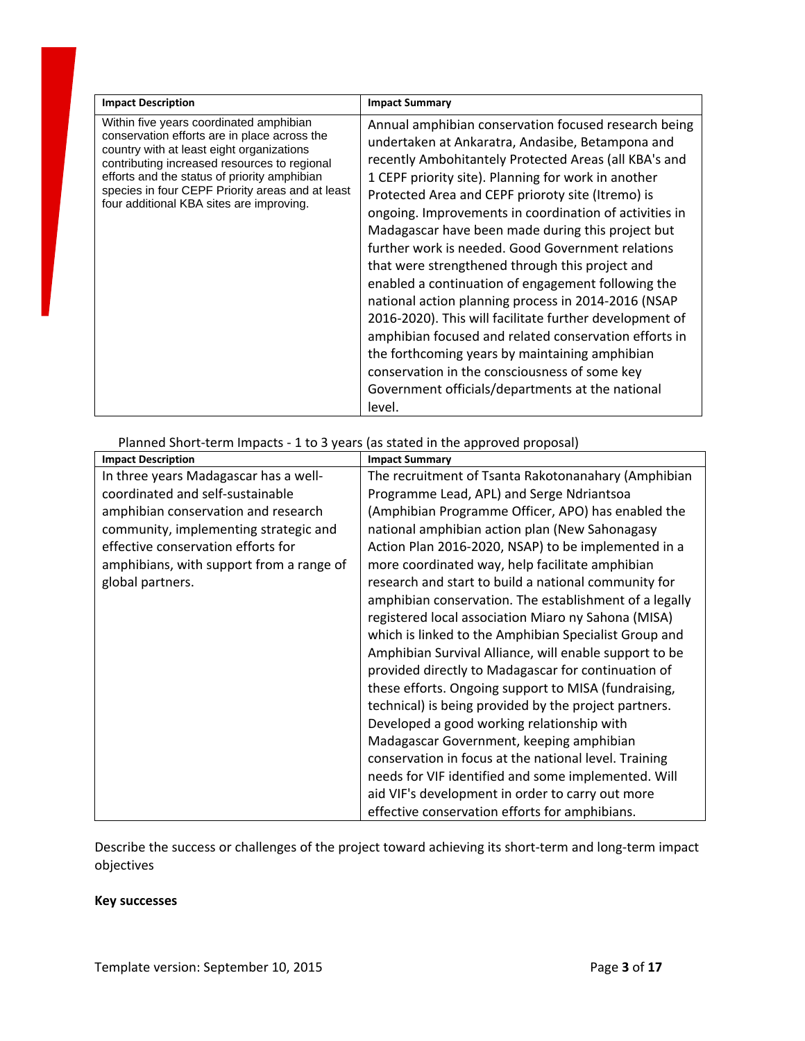| Impact Description | Impact Summary |
|---|---|
| Within five years coordinated amphibian conservation efforts are in place across the country with at least eight organizations contributing increased resources to regional efforts and the status of priority amphibian species in four CEPF Priority areas and at least four additional KBA sites are improving. | Annual amphibian conservation focused research being undertaken at Ankaratra, Andasibe, Betampona and recently Ambohitantely Protected Areas (all KBA's and 1 CEPF priority site). Planning for work in another Protected Area and CEPF prioroty site (Itremo) is ongoing. Improvements in coordination of activities in Madagascar have been made during this project but further work is needed. Good Government relations that were strengthened through this project and enabled a continuation of engagement following the national action planning process in 2014-2016 (NSAP 2016-2020). This will facilitate further development of amphibian focused and related conservation efforts in the forthcoming years by maintaining amphibian conservation in the consciousness of some key Government officials/departments at the national level. |

Planned Short-term Impacts - 1 to 3 years (as stated in the approved proposal)

| Impact Description | Impact Summary |
|---|---|
| In three years Madagascar has a well-coordinated and self-sustainable amphibian conservation and research community, implementing strategic and effective conservation efforts for amphibians, with support from a range of global partners. | The recruitment of Tsanta Rakotonanahary (Amphibian Programme Lead, APL) and Serge Ndriantsoa (Amphibian Programme Officer, APO) has enabled the national amphibian action plan (New Sahonagasy Action Plan 2016-2020, NSAP) to be implemented in a more coordinated way, help facilitate amphibian research and start to build a national community for amphibian conservation. The establishment of a legally registered local association Miaro ny Sahona (MISA) which is linked to the Amphibian Specialist Group and Amphibian Survival Alliance, will enable support to be provided directly to Madagascar for continuation of these efforts. Ongoing support to MISA (fundraising, technical) is being provided by the project partners. Developed a good working relationship with Madagascar Government, keeping amphibian conservation in focus at the national level. Training needs for VIF identified and some implemented. Will aid VIF's development in order to carry out more effective conservation efforts for amphibians. |

Describe the success or challenges of the project toward achieving its short-term and long-term impact objectives

**Key successes**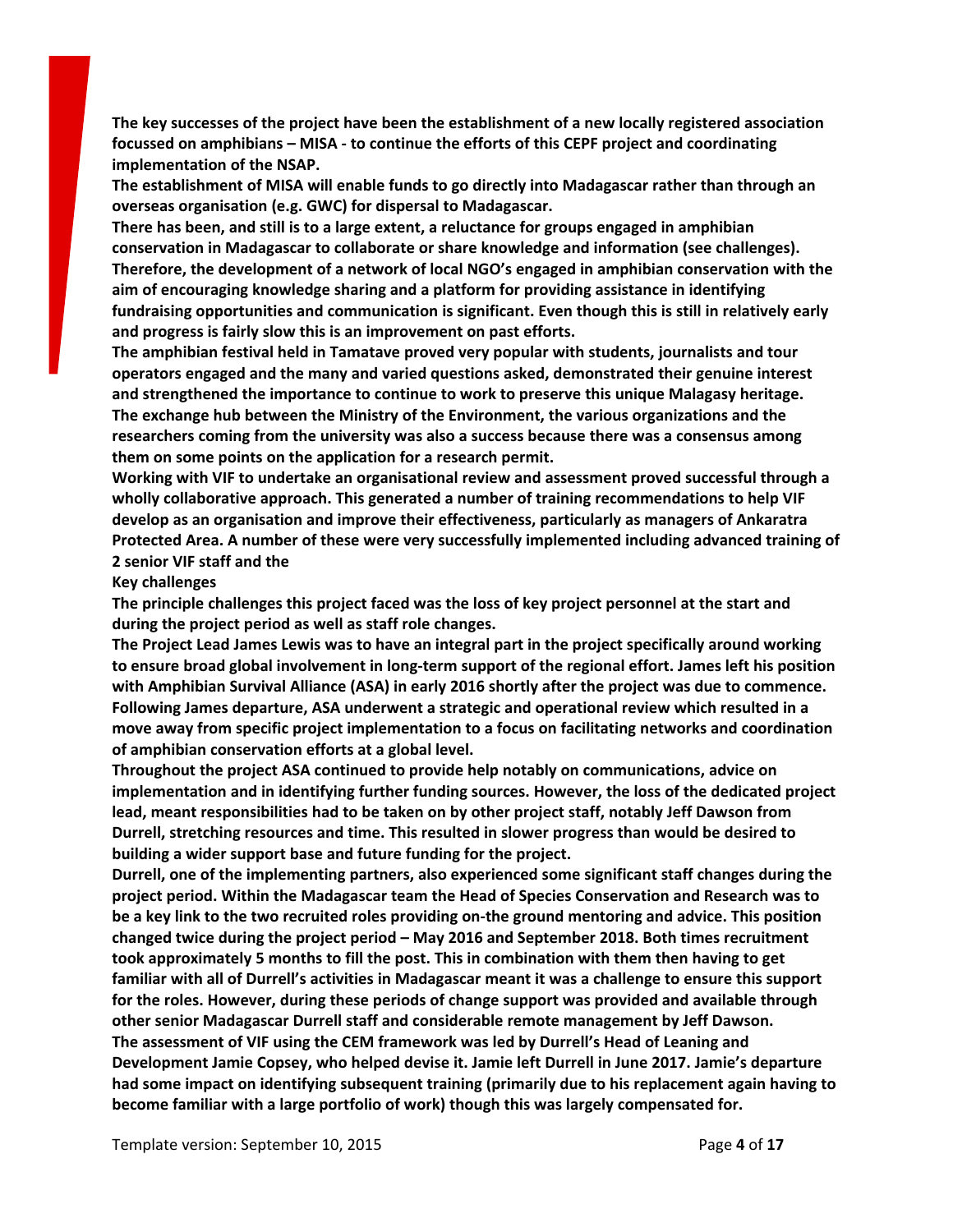**The key successes of the project have been the establishment of a new locally registered association focussed on amphibians – MISA - to continue the efforts of this CEPF project and coordinating implementation of the NSAP.**

**The establishment of MISA will enable funds to go directly into Madagascar rather than through an overseas organisation (e.g. GWC) for dispersal to Madagascar.**

**There has been, and still is to a large extent, a reluctance for groups engaged in amphibian conservation in Madagascar to collaborate or share knowledge and information (see challenges). Therefore, the development of a network of local NGO's engaged in amphibian conservation with the aim of encouraging knowledge sharing and a platform for providing assistance in identifying fundraising opportunities and communication is significant. Even though this is still in relatively early and progress is fairly slow this is an improvement on past efforts.**

**The amphibian festival held in Tamatave proved very popular with students, journalists and tour operators engaged and the many and varied questions asked, demonstrated their genuine interest and strengthened the importance to continue to work to preserve this unique Malagasy heritage.**

**The exchange hub between the Ministry of the Environment, the various organizations and the researchers coming from the university was also a success because there was a consensus among them on some points on the application for a research permit.**

**Working with VIF to undertake an organisational review and assessment proved successful through a wholly collaborative approach. This generated a number of training recommendations to help VIF develop as an organisation and improve their effectiveness, particularly as managers of Ankaratra Protected Area. A number of these were very successfully implemented including advanced training of 2 senior VIF staff and the**

**Key challenges**

**The principle challenges this project faced was the loss of key project personnel at the start and during the project period as well as staff role changes.**

**The Project Lead James Lewis was to have an integral part in the project specifically around working to ensure broad global involvement in long-term support of the regional effort. James left his position with Amphibian Survival Alliance (ASA) in early 2016 shortly after the project was due to commence. Following James departure, ASA underwent a strategic and operational review which resulted in a move away from specific project implementation to a focus on facilitating networks and coordination of amphibian conservation efforts at a global level.**

**Throughout the project ASA continued to provide help notably on communications, advice on implementation and in identifying further funding sources. However, the loss of the dedicated project lead, meant responsibilities had to be taken on by other project staff, notably Jeff Dawson from Durrell, stretching resources and time. This resulted in slower progress than would be desired to building a wider support base and future funding for the project.**

**Durrell, one of the implementing partners, also experienced some significant staff changes during the project period. Within the Madagascar team the Head of Species Conservation and Research was to be a key link to the two recruited roles providing on-the ground mentoring and advice. This position changed twice during the project period – May 2016 and September 2018. Both times recruitment took approximately 5 months to fill the post. This in combination with them then having to get familiar with all of Durrell's activities in Madagascar meant it was a challenge to ensure this support for the roles. However, during these periods of change support was provided and available through other senior Madagascar Durrell staff and considerable remote management by Jeff Dawson.**

**The assessment of VIF using the CEM framework was led by Durrell's Head of Leaning and Development Jamie Copsey, who helped devise it. Jamie left Durrell in June 2017. Jamie's departure had some impact on identifying subsequent training (primarily due to his replacement again having to become familiar with a large portfolio of work) though this was largely compensated for.**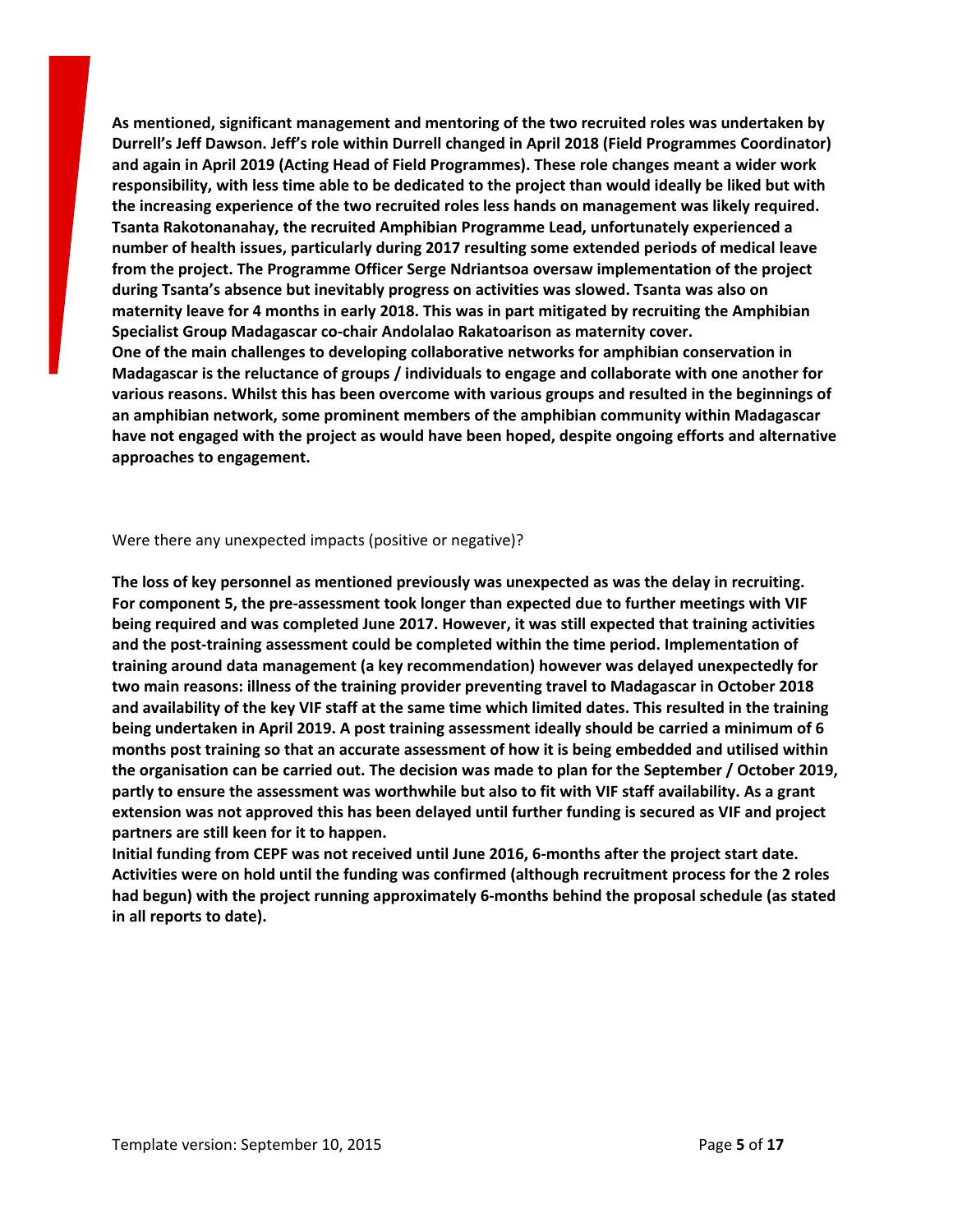**As mentioned, significant management and mentoring of the two recruited roles was undertaken by Durrell's Jeff Dawson. Jeff's role within Durrell changed in April 2018 (Field Programmes Coordinator) and again in April 2019 (Acting Head of Field Programmes). These role changes meant a wider work responsibility, with less time able to be dedicated to the project than would ideally be liked but with the increasing experience of the two recruited roles less hands on management was likely required. Tsanta Rakotonanahay, the recruited Amphibian Programme Lead, unfortunately experienced a number of health issues, particularly during 2017 resulting some extended periods of medical leave from the project. The Programme Officer Serge Ndriantsoa oversaw implementation of the project during Tsanta's absence but inevitably progress on activities was slowed. Tsanta was also on maternity leave for 4 months in early 2018. This was in part mitigated by recruiting the Amphibian Specialist Group Madagascar co-chair Andolalao Rakatoarison as maternity cover.**

**One of the main challenges to developing collaborative networks for amphibian conservation in Madagascar is the reluctance of groups / individuals to engage and collaborate with one another for various reasons. Whilst this has been overcome with various groups and resulted in the beginnings of an amphibian network, some prominent members of the amphibian community within Madagascar have not engaged with the project as would have been hoped, despite ongoing efforts and alternative approaches to engagement.**

Were there any unexpected impacts (positive or negative)?

**The loss of key personnel as mentioned previously was unexpected as was the delay in recruiting. For component 5, the pre-assessment took longer than expected due to further meetings with VIF being required and was completed June 2017. However, it was still expected that training activities and the post-training assessment could be completed within the time period. Implementation of training around data management (a key recommendation) however was delayed unexpectedly for two main reasons: illness of the training provider preventing travel to Madagascar in October 2018 and availability of the key VIF staff at the same time which limited dates. This resulted in the training being undertaken in April 2019. A post training assessment ideally should be carried a minimum of 6 months post training so that an accurate assessment of how it is being embedded and utilised within the organisation can be carried out. The decision was made to plan for the September / October 2019, partly to ensure the assessment was worthwhile but also to fit with VIF staff availability. As a grant extension was not approved this has been delayed until further funding is secured as VIF and project partners are still keen for it to happen.**

**Initial funding from CEPF was not received until June 2016, 6-months after the project start date. Activities were on hold until the funding was confirmed (although recruitment process for the 2 roles had begun) with the project running approximately 6-months behind the proposal schedule (as stated in all reports to date).**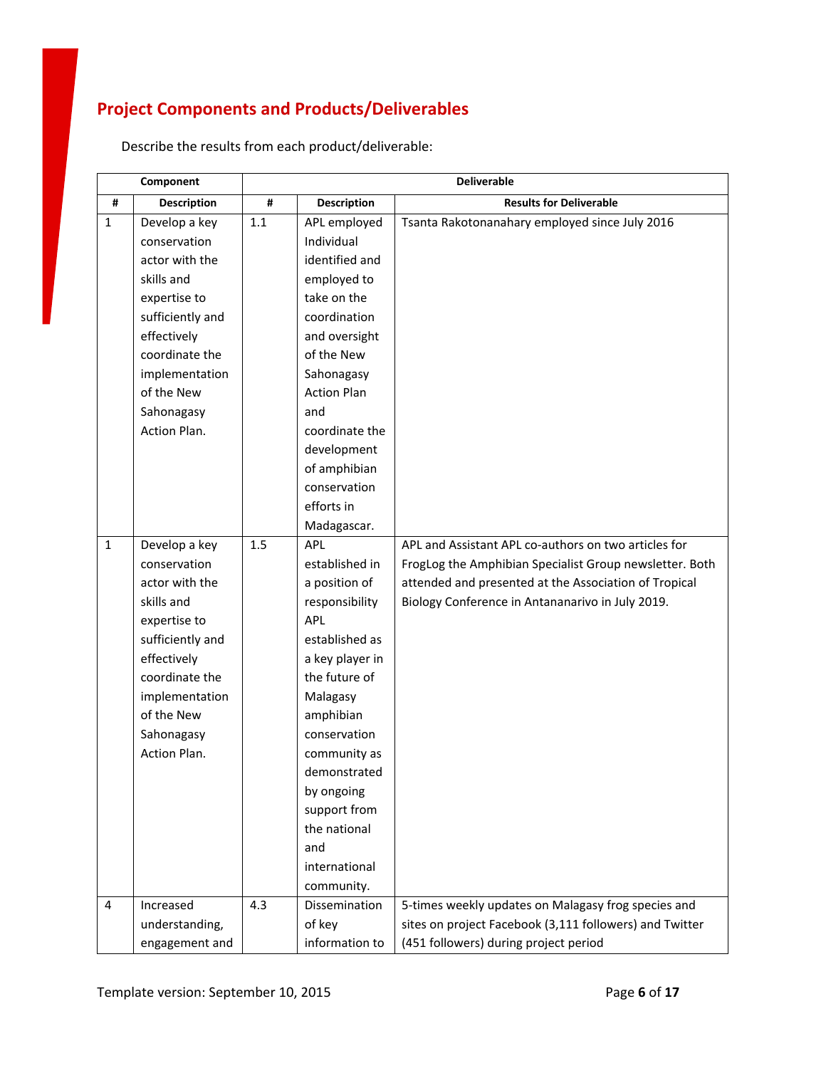## Project Components and Products/Deliverables

Describe the results from each product/deliverable:

| Component | | Deliverable | | |
|---|---|---|---|---|
| # | Description | # | Description | Results for Deliverable |
| 1 | Develop a key conservation actor with the skills and expertise to sufficiently and effectively coordinate the implementation of the New Sahonagasy Action Plan. | 1.1 | APL employed Individual identified and employed to take on the coordination and oversight of the New Sahonagasy Action Plan and coordinate the development of amphibian conservation efforts in Madagascar. | Tsanta Rakotonanahary employed since July 2016 |
| 1 | Develop a key conservation actor with the skills and expertise to sufficiently and effectively coordinate the implementation of the New Sahonagasy Action Plan. | 1.5 | APL established in a position of responsibility APL established as a key player in the future of Malagasy amphibian conservation community as demonstrated by ongoing support from the national and international community. | APL and Assistant APL co-authors on two articles for FrogLog the Amphibian Specialist Group newsletter. Both attended and presented at the Association of Tropical Biology Conference in Antananarivo in July 2019. |
| 4 | Increased understanding, engagement and | 4.3 | Dissemination of key information to | 5-times weekly updates on Malagasy frog species and sites on project Facebook (3,111 followers) and Twitter (451 followers) during project period |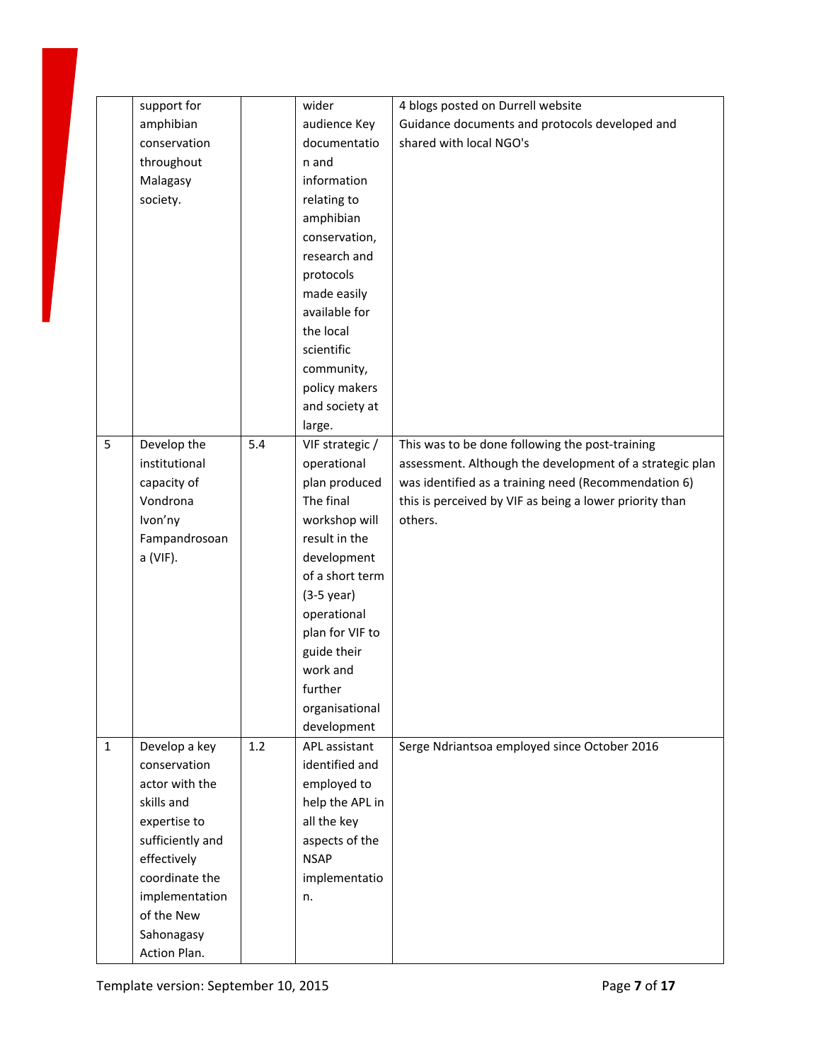| | | | | |
|---|---|---|---|---|
| | support for amphibian conservation throughout Malagasy society. | | wider audience Key documentation and information relating to amphibian conservation, research and protocols made easily available for the local scientific community, policy makers and society at large. | 4 blogs posted on Durrell website<br>Guidance documents and protocols developed and shared with local NGO's |
| 5 | Develop the institutional capacity of Vondrona Ivon'ny Fampandrosoana (VIF). | 5.4 | VIF strategic / operational plan produced The final workshop will result in the development of a short term (3-5 year) operational plan for VIF to guide their work and further organisational development | This was to be done following the post-training assessment. Although the development of a strategic plan was identified as a training need (Recommendation 6) this is perceived by VIF as being a lower priority than others. |
| 1 | Develop a key conservation actor with the skills and expertise to sufficiently and effectively coordinate the implementation of the New Sahonagasy Action Plan. | 1.2 | APL assistant identified and employed to help the APL in all the key aspects of the NSAP implementation. | Serge Ndriantsoa employed since October 2016 |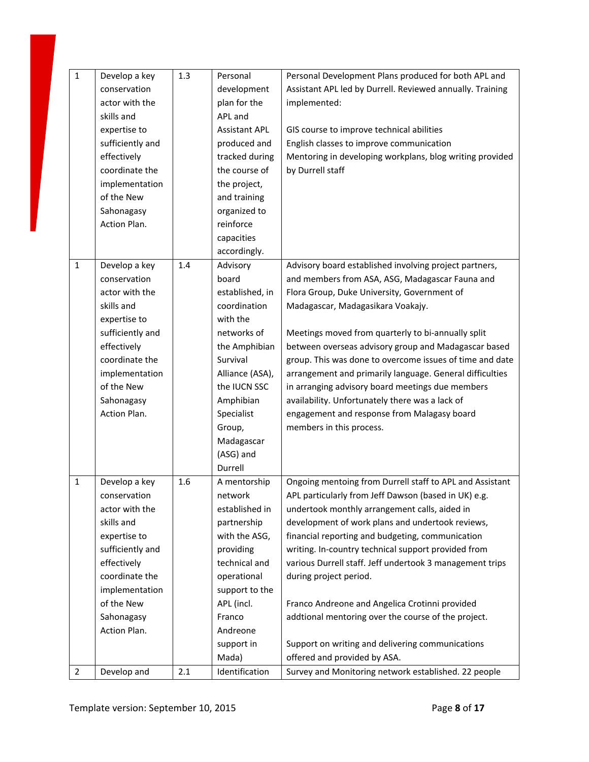| 1 | Develop a key conservation actor with the skills and expertise to sufficiently and effectively coordinate the implementation of the New Sahonagasy Action Plan. | 1.3 | Personal development plan for the APL and Assistant APL produced and tracked during the course of the project, and training organized to reinforce capacities accordingly. | Personal Development Plans produced for both APL and Assistant APL led by Durrell. Reviewed annually. Training implemented:<br><br>GIS course to improve technical abilities<br>English classes to improve communication<br>Mentoring in developing workplans, blog writing provided by Durrell staff |
|---|---|---|---|---|
| 1 | Develop a key conservation actor with the skills and expertise to sufficiently and effectively coordinate the implementation of the New Sahonagasy Action Plan. | 1.4 | Advisory board established, in coordination with the networks of the Amphibian Survival Alliance (ASA), the IUCN SSC Amphibian Specialist Group, Madagascar (ASG) and Durrell | Advisory board established involving project partners, and members from ASA, ASG, Madagascar Fauna and Flora Group, Duke University, Government of Madagascar, Madagasikara Voakajy.<br><br>Meetings moved from quarterly to bi-annually split between overseas advisory group and Madagascar based group. This was done to overcome issues of time and date arrangement and primarily language. General difficulties in arranging advisory board meetings due members availability. Unfortunately there was a lack of engagement and response from Malagasy board members in this process. |
| 1 | Develop a key conservation actor with the skills and expertise to sufficiently and effectively coordinate the implementation of the New Sahonagasy Action Plan. | 1.6 | A mentorship network established in partnership with the ASG, providing technical and operational support to the APL (incl. Franco Andreone support in Mada) | Ongoing mentoing from Durrell staff to APL and Assistant APL particularly from Jeff Dawson (based in UK) e.g. undertook monthly arrangement calls, aided in development of work plans and undertook reviews, financial reporting and budgeting, communication writing. In-country technical support provided from various Durrell staff. Jeff undertook 3 management trips during project period.<br><br>Franco Andreone and Angelica Crotinni provided addtional mentoring over the course of the project.<br><br>Support on writing and delivering communications offered and provided by ASA. |
| 2 | Develop and | 2.1 | Identification | Survey and Monitoring network established. 22 people |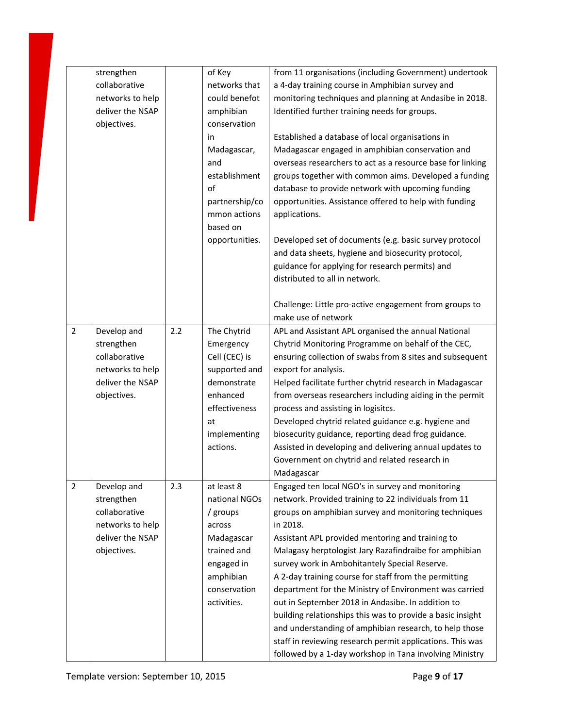| | | | | |
|---|---|---|---|---|
| | strengthen collaborative networks to help deliver the NSAP objectives. | | of Key networks that could benefot amphibian conservation in Madagascar, and establishment of partnership/common actions based on opportunities. | from 11 organisations (including Government) undertook a 4-day training course in Amphibian survey and monitoring techniques and planning at Andasibe in 2018. Identified further training needs for groups.<br><br>Established a database of local organisations in Madagascar engaged in amphibian conservation and overseas researchers to act as a resource base for linking groups together with common aims. Developed a funding database to provide network with upcoming funding opportunities. Assistance offered to help with funding applications.<br><br>Developed set of documents (e.g. basic survey protocol and data sheets, hygiene and biosecurity protocol, guidance for applying for research permits) and distributed to all in network.<br><br>Challenge: Little pro-active engagement from groups to make use of network |
| 2 | Develop and strengthen collaborative networks to help deliver the NSAP objectives. | 2.2 | The Chytrid Emergency Cell (CEC) is supported and demonstrate enhanced effectiveness at implementing actions. | APL and Assistant APL organised the annual National Chytrid Monitoring Programme on behalf of the CEC, ensuring collection of swabs from 8 sites and subsequent export for analysis.<br>Helped facilitate further chytrid research in Madagascar from overseas researchers including aiding in the permit process and assisting in logisitcs.<br>Developed chytrid related guidance e.g. hygiene and biosecurity guidance, reporting dead frog guidance.<br>Assisted in developing and delivering annual updates to Government on chytrid and related research in Madagascar |
| 2 | Develop and strengthen collaborative networks to help deliver the NSAP objectives. | 2.3 | at least 8 national NGOs / groups across Madagascar trained and engaged in amphibian conservation activities. | Engaged ten local NGO's in survey and monitoring network. Provided training to 22 individuals from 11 groups on amphibian survey and monitoring techniques in 2018.<br>Assistant APL provided mentoring and training to Malagasy herptologist Jary Razafindraibe for amphibian survey work in Ambohitantely Special Reserve.<br>A 2-day training course for staff from the permitting department for the Ministry of Environment was carried out in September 2018 in Andasibe. In addition to building relationships this was to provide a basic insight and understanding of amphibian research, to help those staff in reviewing research permit applications. This was followed by a 1-day workshop in Tana involving Ministry |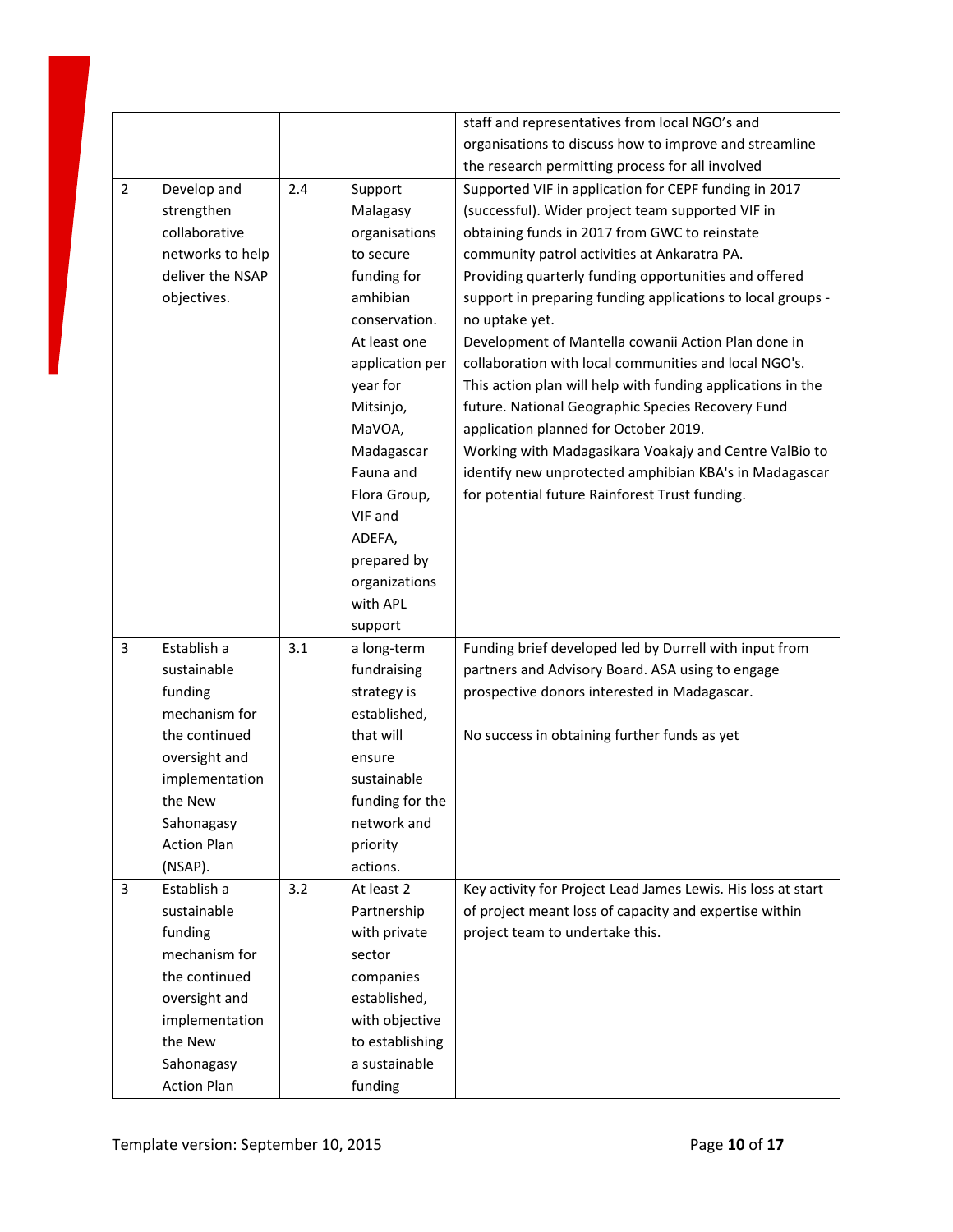| | | | | staff and representatives from local NGO's and organisations to discuss how to improve and streamline the research permitting process for all involved |
|---|---|---|---|---|
| 2 | Develop and strengthen collaborative networks to help deliver the NSAP objectives. | 2.4 | Support Malagasy organisations to secure funding for amhibian conservation. At least one application per year for Mitsinjo, MaVOA, Madagascar Fauna and Flora Group, VIF and ADEFA, prepared by organizations with APL support | Supported VIF in application for CEPF funding in 2017 (successful). Wider project team supported VIF in obtaining funds in 2017 from GWC to reinstate community patrol activities at Ankaratra PA.<br>Providing quarterly funding opportunities and offered support in preparing funding applications to local groups - no uptake yet.<br>Development of Mantella cowanii Action Plan done in collaboration with local communities and local NGO's. This action plan will help with funding applications in the future. National Geographic Species Recovery Fund application planned for October 2019.<br>Working with Madagasikara Voakajy and Centre ValBio to identify new unprotected amphibian KBA's in Madagascar for potential future Rainforest Trust funding. |
| 3 | Establish a sustainable funding mechanism for the continued oversight and implementation the New Sahonagasy Action Plan (NSAP). | 3.1 | a long-term fundraising strategy is established, that will ensure sustainable funding for the network and priority actions. | Funding brief developed led by Durrell with input from partners and Advisory Board. ASA using to engage prospective donors interested in Madagascar.<br><br>No success in obtaining further funds as yet |
| 3 | Establish a sustainable funding mechanism for the continued oversight and implementation the New Sahonagasy Action Plan | 3.2 | At least 2 Partnership with private sector companies established, with objective to establishing a sustainable funding | Key activity for Project Lead James Lewis. His loss at start of project meant loss of capacity and expertise within project team to undertake this. |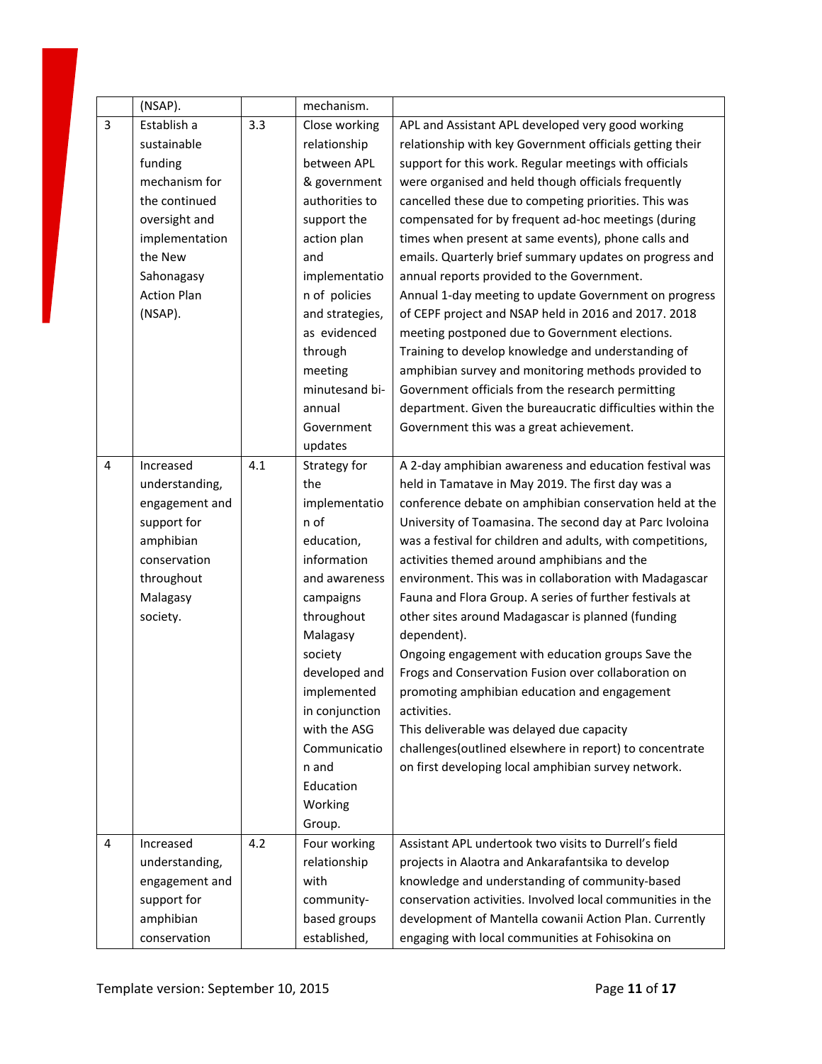| | (NSAP). | | mechanism. | |
|---|---|---|---|---|
| 3 | Establish a sustainable funding mechanism for the continued oversight and implementation the New Sahonagasy Action Plan (NSAP). | 3.3 | Close working relationship between APL & government authorities to support the action plan and implementation of policies and strategies, as evidenced through meeting minutesand bi-annual Government updates | APL and Assistant APL developed very good working relationship with key Government officials getting their support for this work. Regular meetings with officials were organised and held though officials frequently cancelled these due to competing priorities. This was compensated for by frequent ad-hoc meetings (during times when present at same events), phone calls and emails. Quarterly brief summary updates on progress and annual reports provided to the Government.<br>Annual 1-day meeting to update Government on progress of CEPF project and NSAP held in 2016 and 2017. 2018 meeting postponed due to Government elections.<br>Training to develop knowledge and understanding of amphibian survey and monitoring methods provided to Government officials from the research permitting department. Given the bureaucratic difficulties within the Government this was a great achievement. |
| 4 | Increased understanding, engagement and support for amphibian conservation throughout Malagasy society. | 4.1 | Strategy for the implementation of education, information and awareness campaigns throughout Malagasy society developed and implemented in conjunction with the ASG Communication and Education Working Group. | A 2-day amphibian awareness and education festival was held in Tamatave in May 2019. The first day was a conference debate on amphibian conservation held at the University of Toamasina. The second day at Parc Ivoloina was a festival for children and adults, with competitions, activities themed around amphibians and the environment. This was in collaboration with Madagascar Fauna and Flora Group. A series of further festivals at other sites around Madagascar is planned (funding dependent).<br>Ongoing engagement with education groups Save the Frogs and Conservation Fusion over collaboration on promoting amphibian education and engagement activities.<br>This deliverable was delayed due capacity challenges(outlined elsewhere in report) to concentrate on first developing local amphibian survey network. |
| 4 | Increased understanding, engagement and support for amphibian conservation | 4.2 | Four working relationship with community-based groups established, | Assistant APL undertook two visits to Durrell's field projects in Alaotra and Ankarafantsika to develop knowledge and understanding of community-based conservation activities. Involved local communities in the development of Mantella cowanii Action Plan. Currently engaging with local communities at Fohisokina on |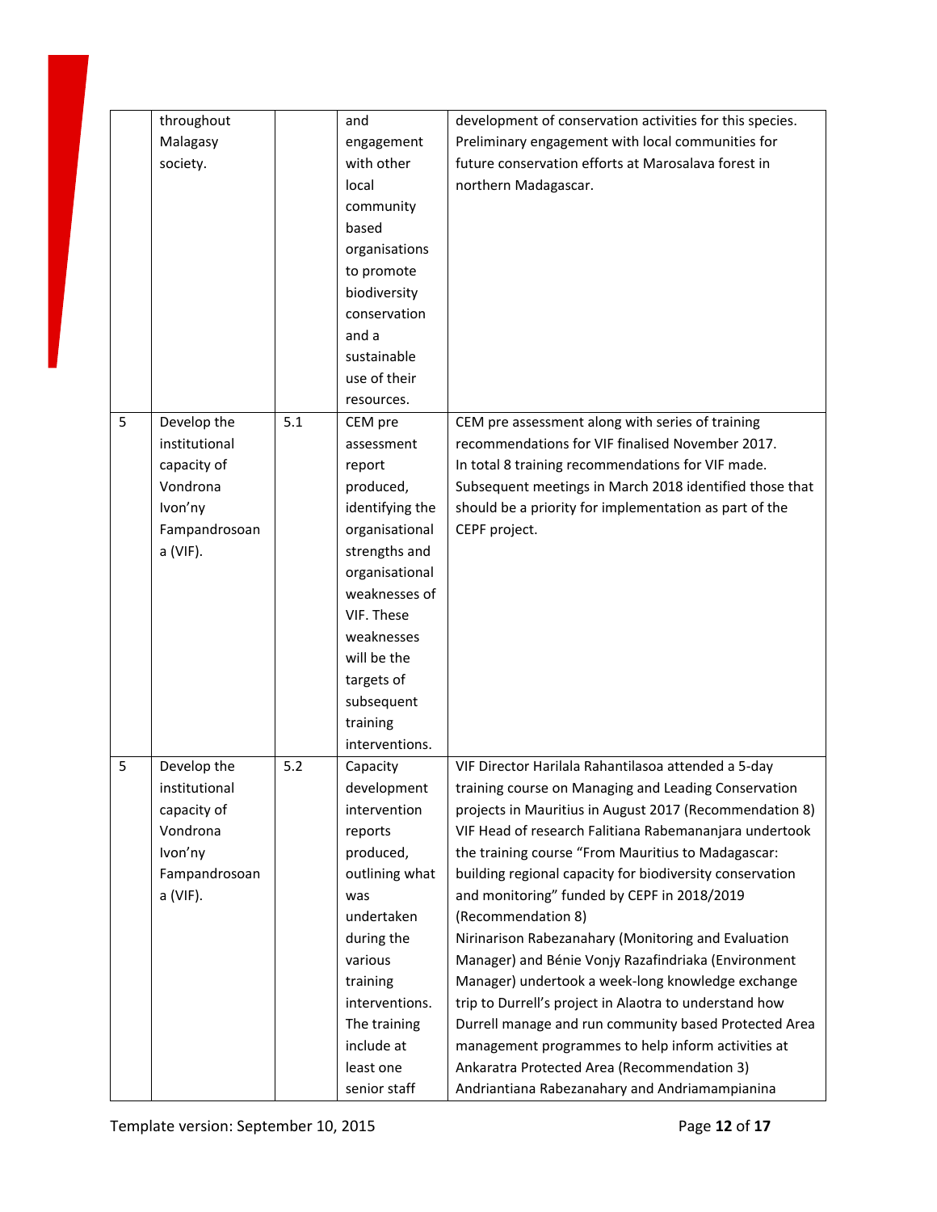| | | | | |
|---|---|---|---|---|
| | throughout Malagasy society. | | and engagement with other local community based organisations to promote biodiversity conservation and a sustainable use of their resources. | development of conservation activities for this species. Preliminary engagement with local communities for future conservation efforts at Marosalava forest in northern Madagascar. |
| 5 | Develop the institutional capacity of Vondrona Ivon'ny Fampandrosoana (VIF). | 5.1 | CEM pre assessment report produced, identifying the organisational strengths and organisational weaknesses of VIF. These weaknesses will be the targets of subsequent training interventions. | CEM pre assessment along with series of training recommendations for VIF finalised November 2017. In total 8 training recommendations for VIF made. Subsequent meetings in March 2018 identified those that should be a priority for implementation as part of the CEPF project. |
| 5 | Develop the institutional capacity of Vondrona Ivon'ny Fampandrosoana (VIF). | 5.2 | Capacity development intervention reports produced, outlining what was undertaken during the various training interventions. The training include at least one senior staff | VIF Director Harilala Rahantilasoa attended a 5-day training course on Managing and Leading Conservation projects in Mauritius in August 2017 (Recommendation 8) VIF Head of research Falitiana Rabemananjara undertook the training course "From Mauritius to Madagascar: building regional capacity for biodiversity conservation and monitoring" funded by CEPF in 2018/2019 (Recommendation 8) Nirinarison Rabezanahary (Monitoring and Evaluation Manager) and Bénie Vonjy Razafindriaka (Environment Manager) undertook a week-long knowledge exchange trip to Durrell's project in Alaotra to understand how Durrell manage and run community based Protected Area management programmes to help inform activities at Ankaratra Protected Area (Recommendation 3) Andriantiana Rabezanahary and Andriamampianina |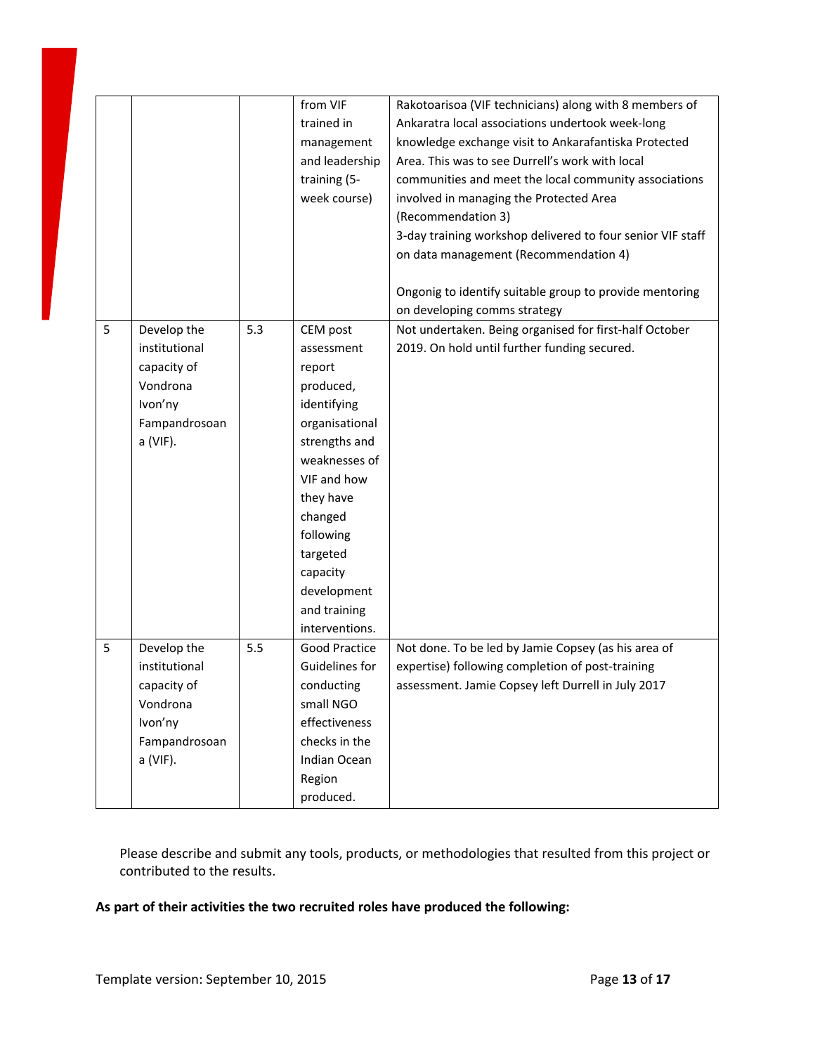| | | | from VIF trained in management and leadership training (5-week course) | Rakotoarisoa (VIF technicians) along with 8 members of Ankaratra local associations undertook week-long knowledge exchange visit to Ankarafantiska Protected Area. This was to see Durrell's work with local communities and meet the local community associations involved in managing the Protected Area (Recommendation 3)<br>3-day training workshop delivered to four senior VIF staff on data management (Recommendation 4)<br><br>Ongonig to identify suitable group to provide mentoring on developing comms strategy |
|---|---|---|---|---|
| 5 | Develop the institutional capacity of Vondrona Ivon'ny Fampandrosoana (VIF). | 5.3 | CEM post assessment report produced, identifying organisational strengths and weaknesses of VIF and how they have changed following targeted capacity development and training interventions. | Not undertaken. Being organised for first-half October 2019. On hold until further funding secured. |
| 5 | Develop the institutional capacity of Vondrona Ivon'ny Fampandrosoana (VIF). | 5.5 | Good Practice Guidelines for conducting small NGO effectiveness checks in the Indian Ocean Region produced. | Not done. To be led by Jamie Copsey (as his area of expertise) following completion of post-training assessment. Jamie Copsey left Durrell in July 2017 |

Please describe and submit any tools, products, or methodologies that resulted from this project or contributed to the results.

**As part of their activities the two recruited roles have produced the following:**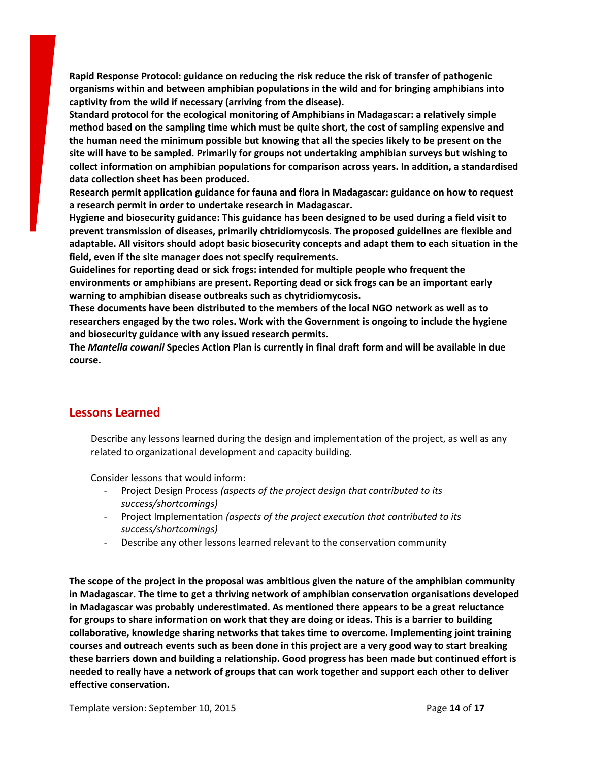**Rapid Response Protocol: guidance on reducing the risk reduce the risk of transfer of pathogenic organisms within and between amphibian populations in the wild and for bringing amphibians into captivity from the wild if necessary (arriving from the disease).**

**Standard protocol for the ecological monitoring of Amphibians in Madagascar: a relatively simple method based on the sampling time which must be quite short, the cost of sampling expensive and the human need the minimum possible but knowing that all the species likely to be present on the site will have to be sampled. Primarily for groups not undertaking amphibian surveys but wishing to collect information on amphibian populations for comparison across years. In addition, a standardised data collection sheet has been produced.**

**Research permit application guidance for fauna and flora in Madagascar: guidance on how to request a research permit in order to undertake research in Madagascar.**

**Hygiene and biosecurity guidance: This guidance has been designed to be used during a field visit to prevent transmission of diseases, primarily chtridiomycosis. The proposed guidelines are flexible and adaptable. All visitors should adopt basic biosecurity concepts and adapt them to each situation in the field, even if the site manager does not specify requirements.**

**Guidelines for reporting dead or sick frogs: intended for multiple people who frequent the environments or amphibians are present. Reporting dead or sick frogs can be an important early warning to amphibian disease outbreaks such as chytridiomycosis.**

**These documents have been distributed to the members of the local NGO network as well as to researchers engaged by the two roles. Work with the Government is ongoing to include the hygiene and biosecurity guidance with any issued research permits.**

**The *Mantella cowanii* Species Action Plan is currently in final draft form and will be available in due course.**

## Lessons Learned

Describe any lessons learned during the design and implementation of the project, as well as any related to organizational development and capacity building.

Consider lessons that would inform:

- Project Design Process *(aspects of the project design that contributed to its success/shortcomings)*
- Project Implementation *(aspects of the project execution that contributed to its success/shortcomings)*
- Describe any other lessons learned relevant to the conservation community

**The scope of the project in the proposal was ambitious given the nature of the amphibian community in Madagascar. The time to get a thriving network of amphibian conservation organisations developed in Madagascar was probably underestimated. As mentioned there appears to be a great reluctance for groups to share information on work that they are doing or ideas. This is a barrier to building collaborative, knowledge sharing networks that takes time to overcome. Implementing joint training courses and outreach events such as been done in this project are a very good way to start breaking these barriers down and building a relationship. Good progress has been made but continued effort is needed to really have a network of groups that can work together and support each other to deliver effective conservation.**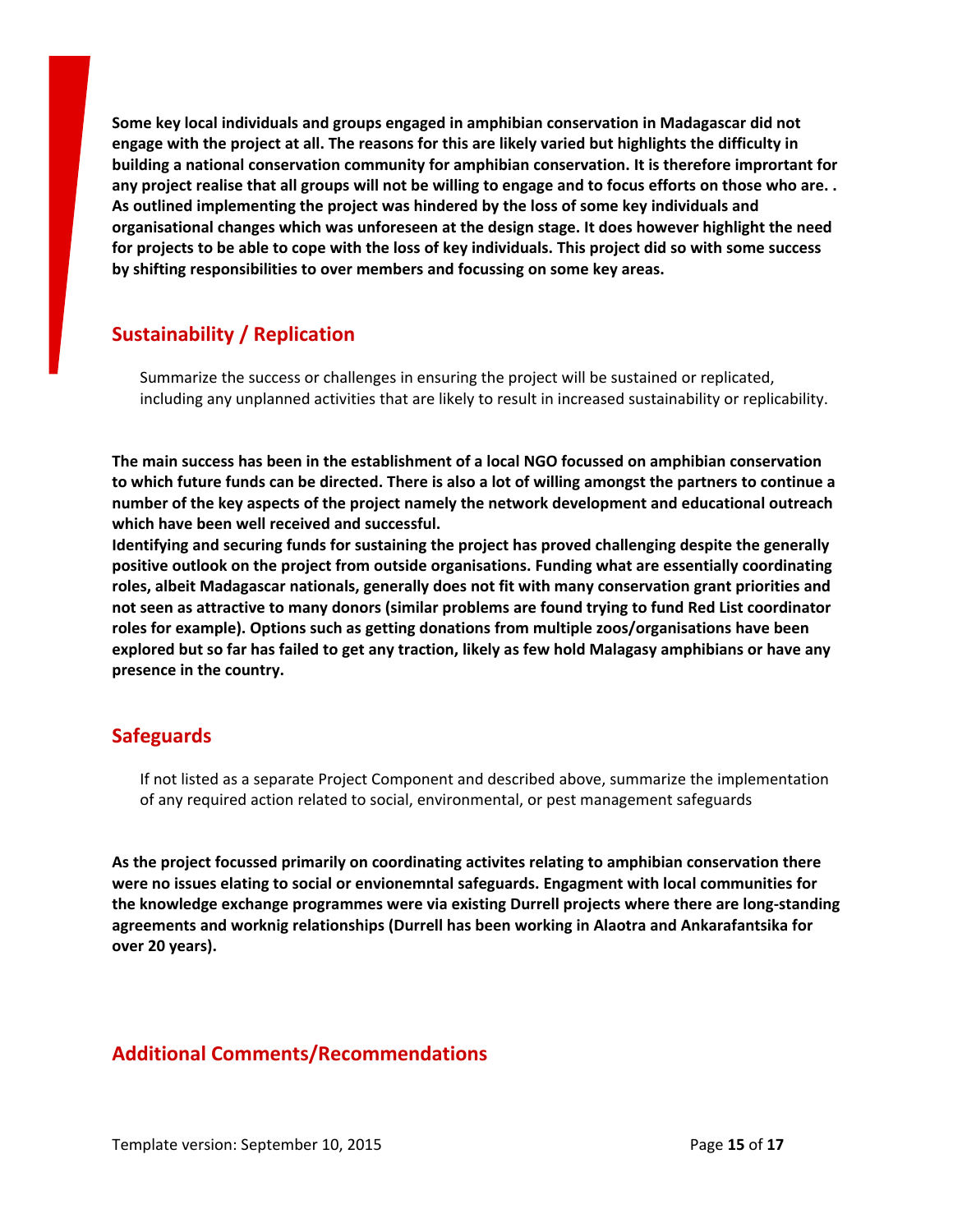**Some key local individuals and groups engaged in amphibian conservation in Madagascar did not engage with the project at all. The reasons for this are likely varied but highlights the difficulty in building a national conservation community for amphibian conservation. It is therefore improtant for any project realise that all groups will not be willing to engage and to focus efforts on those who are. . As outlined implementing the project was hindered by the loss of some key individuals and organisational changes which was unforeseen at the design stage. It does however highlight the need for projects to be able to cope with the loss of key individuals. This project did so with some success by shifting responsibilities to over members and focussing on some key areas.**

## Sustainability / Replication

Summarize the success or challenges in ensuring the project will be sustained or replicated, including any unplanned activities that are likely to result in increased sustainability or replicability.

**The main success has been in the establishment of a local NGO focussed on amphibian conservation to which future funds can be directed. There is also a lot of willing amongst the partners to continue a number of the key aspects of the project namely the network development and educational outreach which have been well received and successful.**
**Identifying and securing funds for sustaining the project has proved challenging despite the generally positive outlook on the project from outside organisations. Funding what are essentially coordinating roles, albeit Madagascar nationals, generally does not fit with many conservation grant priorities and not seen as attractive to many donors (similar problems are found trying to fund Red List coordinator roles for example). Options such as getting donations from multiple zoos/organisations have been explored but so far has failed to get any traction, likely as few hold Malagasy amphibians or have any presence in the country.**

## Safeguards

If not listed as a separate Project Component and described above, summarize the implementation of any required action related to social, environmental, or pest management safeguards

**As the project focussed primarily on coordinating activites relating to amphibian conservation there were no issues elating to social or envionemntal safeguards. Engagment with local communities for the knowledge exchange programmes were via existing Durrell projects where there are long-standing agreements and worknig relationships (Durrell has been working in Alaotra and Ankarafantsika for over 20 years).**

## Additional Comments/Recommendations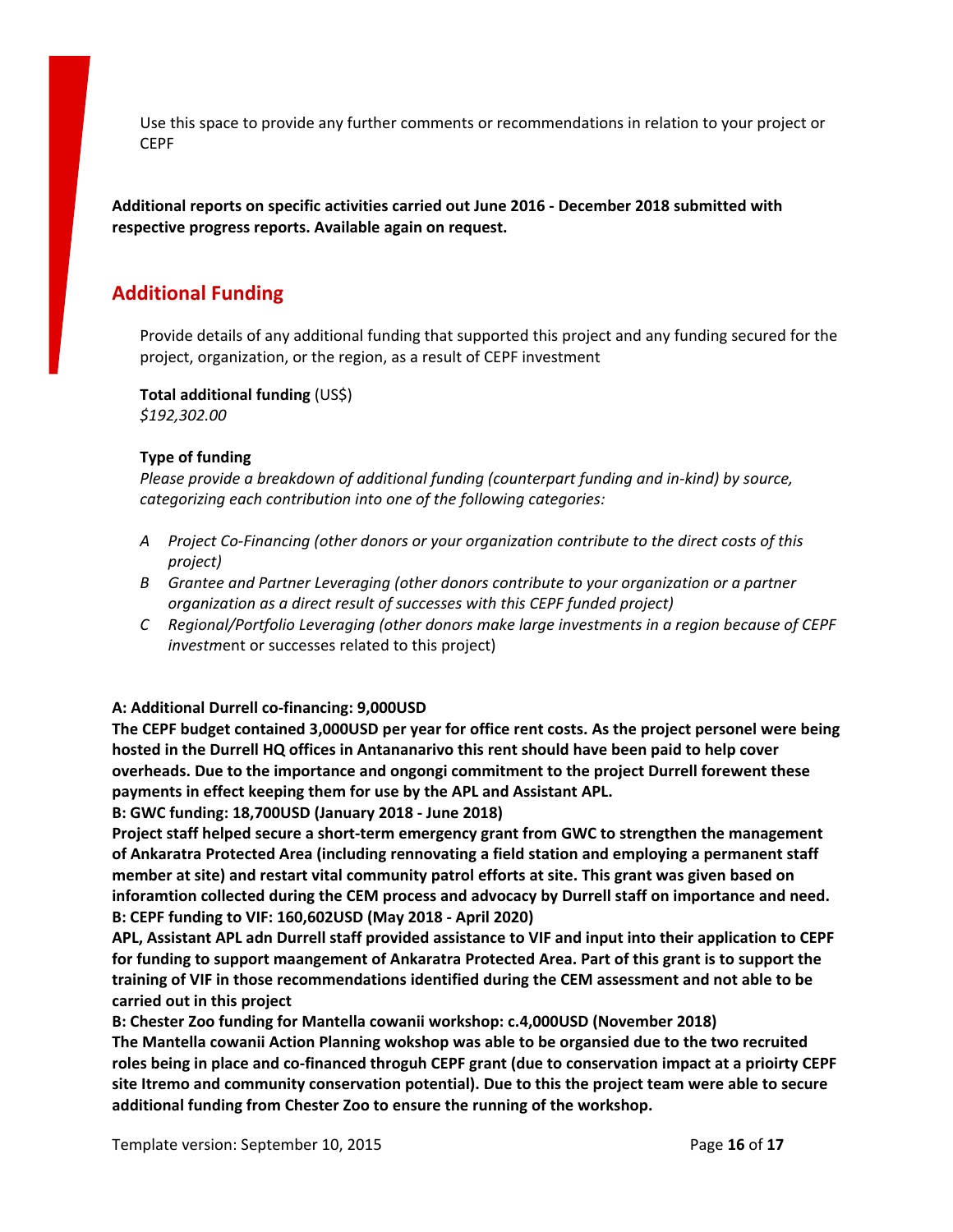Use this space to provide any further comments or recommendations in relation to your project or CEPF

**Additional reports on specific activities carried out June 2016 - December 2018 submitted with respective progress reports. Available again on request.**

## Additional Funding

Provide details of any additional funding that supported this project and any funding secured for the project, organization, or the region, as a result of CEPF investment

**Total additional funding** (US$)
*$192,302.00*

**Type of funding**
*Please provide a breakdown of additional funding (counterpart funding and in-kind) by source, categorizing each contribution into one of the following categories:*

- *A Project Co-Financing (other donors or your organization contribute to the direct costs of this project)*
- *B Grantee and Partner Leveraging (other donors contribute to your organization or a partner organization as a direct result of successes with this CEPF funded project)*
- *C Regional/Portfolio Leveraging (other donors make large investments in a region because of CEPF invest*ment or successes related to this project)

**A: Additional Durrell co-financing: 9,000USD**
**The CEPF budget contained 3,000USD per year for office rent costs. As the project personel were being hosted in the Durrell HQ offices in Antananarivo this rent should have been paid to help cover overheads. Due to the importance and ongongi commitment to the project Durrell forewent these payments in effect keeping them for use by the APL and Assistant APL.**
**B: GWC funding: 18,700USD (January 2018 - June 2018)**
**Project staff helped secure a short-term emergency grant from GWC to strengthen the management of Ankaratra Protected Area (including rennovating a field station and employing a permanent staff member at site) and restart vital community patrol efforts at site. This grant was given based on inforamtion collected during the CEM process and advocacy by Durrell staff on importance and need.**
**B: CEPF funding to VIF: 160,602USD (May 2018 - April 2020)**
**APL, Assistant APL adn Durrell staff provided assistance to VIF and input into their application to CEPF for funding to support maangement of Ankaratra Protected Area. Part of this grant is to support the training of VIF in those recommendations identified during the CEM assessment and not able to be carried out in this project**
**B: Chester Zoo funding for Mantella cowanii workshop: c.4,000USD (November 2018)**
**The Mantella cowanii Action Planning wokshop was able to be organsied due to the two recruited roles being in place and co-financed throguh CEPF grant (due to conservation impact at a prioirty CEPF site Itremo and community conservation potential). Due to this the project team were able to secure additional funding from Chester Zoo to ensure the running of the workshop.**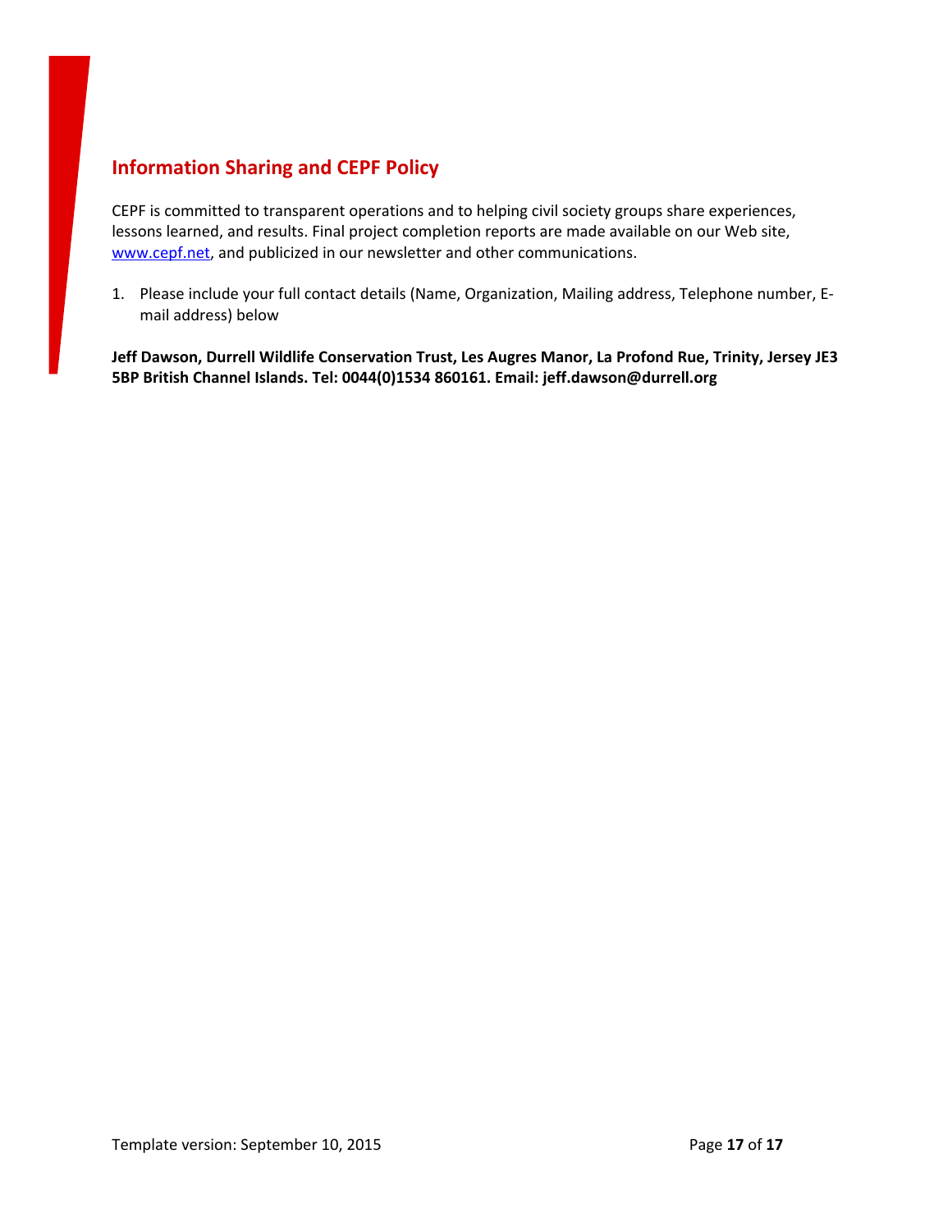## Information Sharing and CEPF Policy

CEPF is committed to transparent operations and to helping civil society groups share experiences, lessons learned, and results. Final project completion reports are made available on our Web site, [www.cepf.net](http://www.cepf.net), and publicized in our newsletter and other communications.

1. Please include your full contact details (Name, Organization, Mailing address, Telephone number, E-mail address) below

**Jeff Dawson, Durrell Wildlife Conservation Trust, Les Augres Manor, La Profond Rue, Trinity, Jersey JE3 5BP British Channel Islands. Tel: 0044(0)1534 860161. Email: jeff.dawson@durrell.org**

Template version: September 10, 2015